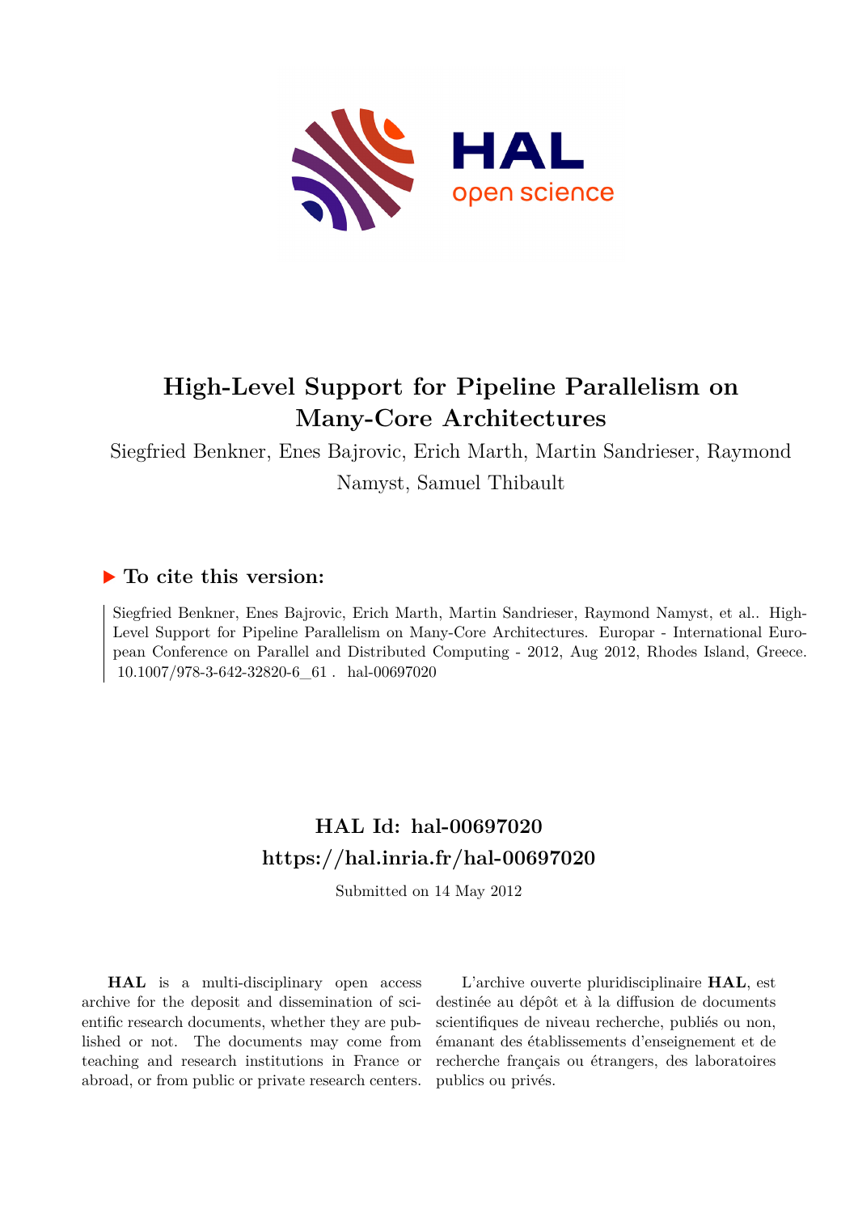# High-Level Support for Pipeline Parallelism on Many-Core Architectures

Siegfried Benkner, Enes Bajrovic, Erich Marth, Martin Sandrieser, Raymond Namyst, Samuel Thibault

## ▶ To cite this version:

Siegfried Benkner, Enes Bajrovic, Erich Marth, Martin Sandrieser, Raymond Namyst, et al.. High-Level Support for Pipeline Parallelism on Many-Core Architectures. Europar - International European Conference on Parallel and Distributed Computing - 2012, Aug 2012, Rhodes Island, Greece. 10.1007/978-3-642-32820-6_61 . hal-00697020

## HAL Id: hal-00697020
## https://hal.inria.fr/hal-00697020

Submitted on 14 May 2012

**HAL** is a multi-disciplinary open access archive for the deposit and dissemination of scientific research documents, whether they are published or not. The documents may come from teaching and research institutions in France or abroad, or from public or private research centers.

L'archive ouverte pluridisciplinaire **HAL**, est destinée au dépôt et à la diffusion de documents scientifiques de niveau recherche, publiés ou non, émanant des établissements d'enseignement et de recherche français ou étrangers, des laboratoires publics ou privés.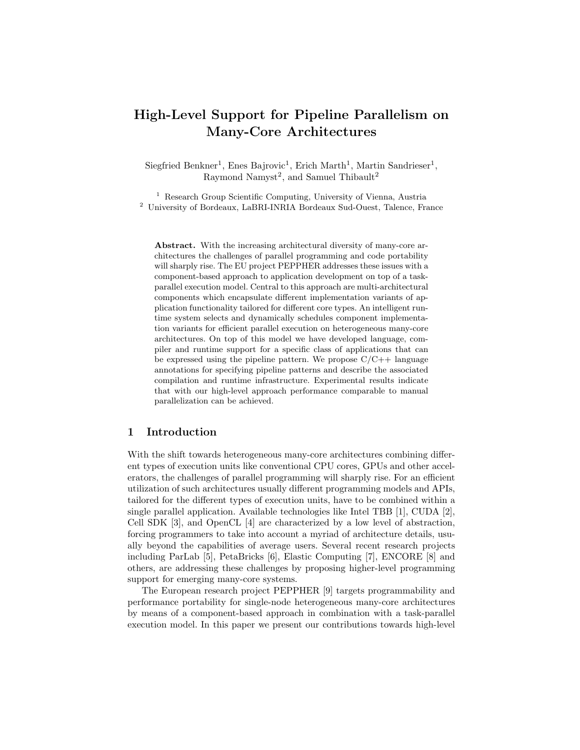# High-Level Support for Pipeline Parallelism on Many-Core Architectures

Siegfried Benkner[1], Enes Bajrovic[1], Erich Marth[1], Martin Sandrieser[1], Raymond Namyst[2], and Samuel Thibault[2]

[1] Research Group Scientific Computing, University of Vienna, Austria
[2] University of Bordeaux, LaBRI-INRIA Bordeaux Sud-Ouest, Talence, France

**Abstract.** With the increasing architectural diversity of many-core architectures the challenges of parallel programming and code portability will sharply rise. The EU project PEPPHER addresses these issues with a component-based approach to application development on top of a task-parallel execution model. Central to this approach are multi-architectural components which encapsulate different implementation variants of application functionality tailored for different core types. An intelligent runtime system selects and dynamically schedules component implementation variants for efficient parallel execution on heterogeneous many-core architectures. On top of this model we have developed language, compiler and runtime support for a specific class of applications that can be expressed using the pipeline pattern. We propose C/C++ language annotations for specifying pipeline patterns and describe the associated compilation and runtime infrastructure. Experimental results indicate that with our high-level approach performance comparable to manual parallelization can be achieved.

## 1 Introduction

With the shift towards heterogeneous many-core architectures combining different types of execution units like conventional CPU cores, GPUs and other accelerators, the challenges of parallel programming will sharply rise. For an efficient utilization of such architectures usually different programming models and APIs, tailored for the different types of execution units, have to be combined within a single parallel application. Available technologies like Intel TBB [1], CUDA [2], Cell SDK [3], and OpenCL [4] are characterized by a low level of abstraction, forcing programmers to take into account a myriad of architecture details, usually beyond the capabilities of average users. Several recent research projects including ParLab [5], PetaBricks [6], Elastic Computing [7], ENCORE [8] and others, are addressing these challenges by proposing higher-level programming support for emerging many-core systems.

The European research project PEPPHER [9] targets programmability and performance portability for single-node heterogeneous many-core architectures by means of a component-based approach in combination with a task-parallel execution model. In this paper we present our contributions towards high-level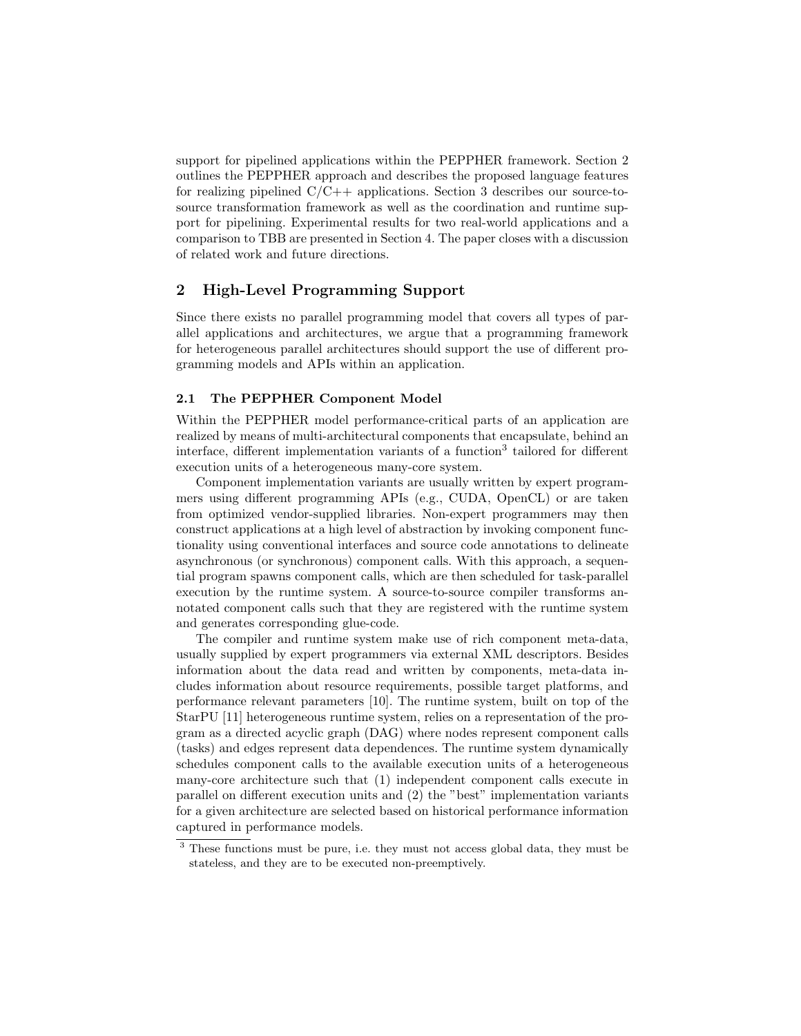support for pipelined applications within the PEPPHER framework. Section 2 outlines the PEPPHER approach and describes the proposed language features for realizing pipelined C/C++ applications. Section 3 describes our source-to-source transformation framework as well as the coordination and runtime support for pipelining. Experimental results for two real-world applications and a comparison to TBB are presented in Section 4. The paper closes with a discussion of related work and future directions.

## 2 High-Level Programming Support

Since there exists no parallel programming model that covers all types of parallel applications and architectures, we argue that a programming framework for heterogeneous parallel architectures should support the use of different programming models and APIs within an application.

### 2.1 The PEPPHER Component Model

Within the PEPPHER model performance-critical parts of an application are realized by means of multi-architectural components that encapsulate, behind an interface, different implementation variants of a function[3] tailored for different execution units of a heterogeneous many-core system.

Component implementation variants are usually written by expert programmers using different programming APIs (e.g., CUDA, OpenCL) or are taken from optimized vendor-supplied libraries. Non-expert programmers may then construct applications at a high level of abstraction by invoking component functionality using conventional interfaces and source code annotations to delineate asynchronous (or synchronous) component calls. With this approach, a sequential program spawns component calls, which are then scheduled for task-parallel execution by the runtime system. A source-to-source compiler transforms annotated component calls such that they are registered with the runtime system and generates corresponding glue-code.

The compiler and runtime system make use of rich component meta-data, usually supplied by expert programmers via external XML descriptors. Besides information about the data read and written by components, meta-data includes information about resource requirements, possible target platforms, and performance relevant parameters [10]. The runtime system, built on top of the StarPU [11] heterogeneous runtime system, relies on a representation of the program as a directed acyclic graph (DAG) where nodes represent component calls (tasks) and edges represent data dependences. The runtime system dynamically schedules component calls to the available execution units of a heterogeneous many-core architecture such that (1) independent component calls execute in parallel on different execution units and (2) the "best" implementation variants for a given architecture are selected based on historical performance information captured in performance models.

[3] These functions must be pure, i.e. they must not access global data, they must be stateless, and they are to be executed non-preemptively.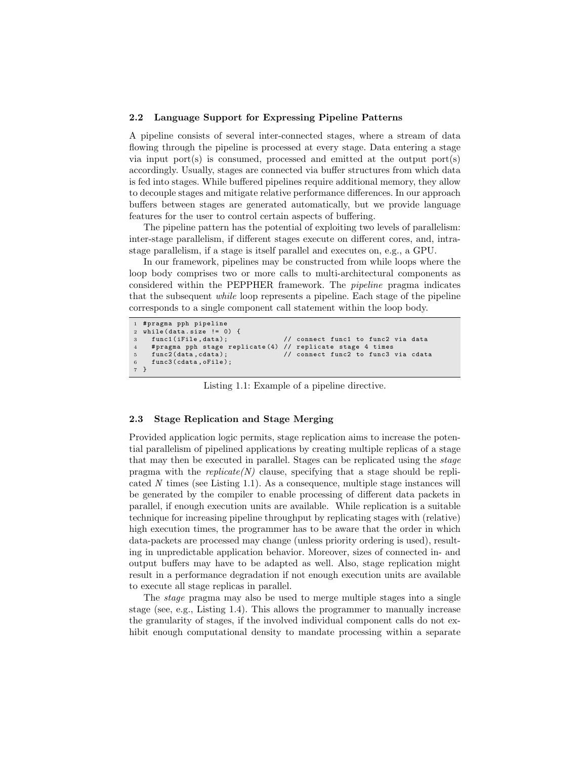### 2.2 Language Support for Expressing Pipeline Patterns

A pipeline consists of several inter-connected stages, where a stream of data flowing through the pipeline is processed at every stage. Data entering a stage via input port(s) is consumed, processed and emitted at the output port(s) accordingly. Usually, stages are connected via buffer structures from which data is fed into stages. While buffered pipelines require additional memory, they allow to decouple stages and mitigate relative performance differences. In our approach buffers between stages are generated automatically, but we provide language features for the user to control certain aspects of buffering.

The pipeline pattern has the potential of exploiting two levels of parallelism: inter-stage parallelism, if different stages execute on different cores, and, intra-stage parallelism, if a stage is itself parallel and executes on, e.g., a GPU.

In our framework, pipelines may be constructed from while loops where the loop body comprises two or more calls to multi-architectural components as considered within the PEPPHER framework. The *pipeline* pragma indicates that the subsequent *while* loop represents a pipeline. Each stage of the pipeline corresponds to a single component call statement within the loop body.

```
1 #pragma pph pipeline
2 while(data.size != 0) {
3   func1(iFile,data);            // connect func1 to func2 via data
4   #pragma pph stage replicate(4) // replicate stage 4 times
5   func2(data,cdata);            // connect func2 to func3 via cdata
6   func3(cdata,oFile);
7 }
```

Listing 1.1: Example of a pipeline directive.

### 2.3 Stage Replication and Stage Merging

Provided application logic permits, stage replication aims to increase the potential parallelism of pipelined applications by creating multiple replicas of a stage that may then be executed in parallel. Stages can be replicated using the *stage* pragma with the *replicate(N)* clause, specifying that a stage should be replicated $N$ times (see Listing 1.1). As a consequence, multiple stage instances will be generated by the compiler to enable processing of different data packets in parallel, if enough execution units are available. While replication is a suitable technique for increasing pipeline throughput by replicating stages with (relative) high execution times, the programmer has to be aware that the order in which data-packets are processed may change (unless priority ordering is used), resulting in unpredictable application behavior. Moreover, sizes of connected in- and output buffers may have to be adapted as well. Also, stage replication might result in a performance degradation if not enough execution units are available to execute all stage replicas in parallel.

The *stage* pragma may also be used to merge multiple stages into a single stage (see, e.g., Listing 1.4). This allows the programmer to manually increase the granularity of stages, if the involved individual component calls do not exhibit enough computational density to mandate processing within a separate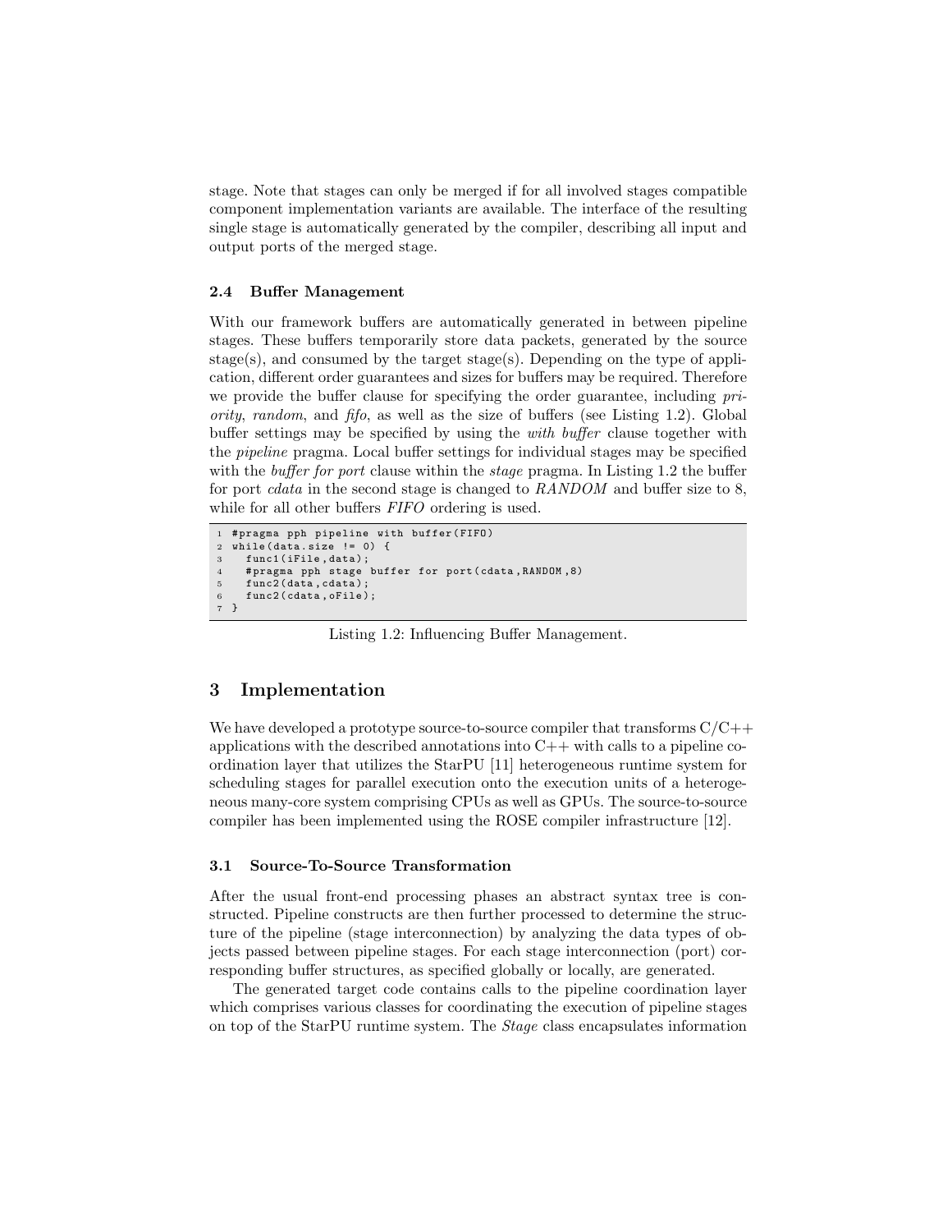stage. Note that stages can only be merged if for all involved stages compatible component implementation variants are available. The interface of the resulting single stage is automatically generated by the compiler, describing all input and output ports of the merged stage.

### 2.4 Buffer Management

With our framework buffers are automatically generated in between pipeline stages. These buffers temporarily store data packets, generated by the source stage(s), and consumed by the target stage(s). Depending on the type of application, different order guarantees and sizes for buffers may be required. Therefore we provide the buffer clause for specifying the order guarantee, including *priority*, *random*, and *fifo*, as well as the size of buffers (see Listing 1.2). Global buffer settings may be specified by using the *with buffer* clause together with the *pipeline* pragma. Local buffer settings for individual stages may be specified with the *buffer for port* clause within the *stage* pragma. In Listing 1.2 the buffer for port *cdata* in the second stage is changed to *RANDOM* and buffer size to 8, while for all other buffers *FIFO* ordering is used.

```
1 #pragma pph pipeline with buffer(FIFO)
2 while(data.size != 0) {
3   func1(iFile,data);
4   #pragma pph stage buffer for port(cdata,RANDOM,8)
5   func2(data,cdata);
6   func2(cdata,oFile);
7 }
```

Listing 1.2: Influencing Buffer Management.

## 3 Implementation

We have developed a prototype source-to-source compiler that transforms C/C++ applications with the described annotations into C++ with calls to a pipeline coordination layer that utilizes the StarPU [11] heterogeneous runtime system for scheduling stages for parallel execution onto the execution units of a heterogeneous many-core system comprising CPUs as well as GPUs. The source-to-source compiler has been implemented using the ROSE compiler infrastructure [12].

### 3.1 Source-To-Source Transformation

After the usual front-end processing phases an abstract syntax tree is constructed. Pipeline constructs are then further processed to determine the structure of the pipeline (stage interconnection) by analyzing the data types of objects passed between pipeline stages. For each stage interconnection (port) corresponding buffer structures, as specified globally or locally, are generated.

The generated target code contains calls to the pipeline coordination layer which comprises various classes for coordinating the execution of pipeline stages on top of the StarPU runtime system. The *Stage* class encapsulates information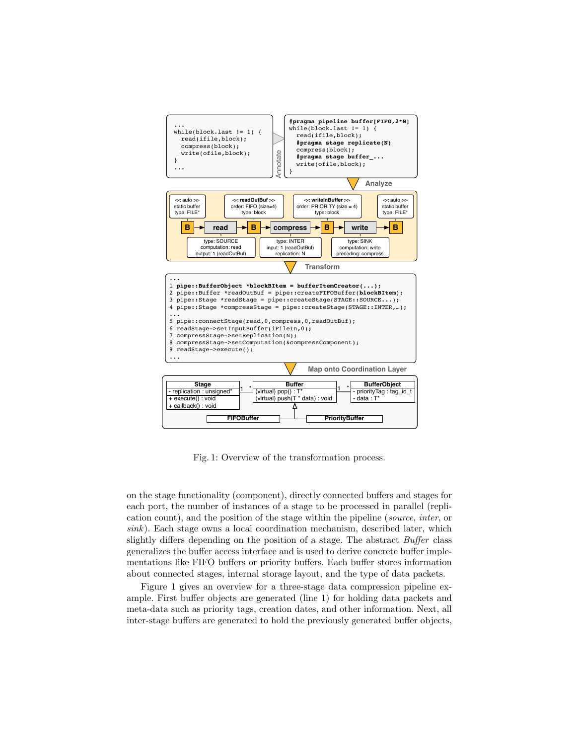```
...
while(block.last != 1) {
  read(ifile,block);
  compress(block);
  write(ofile,block);
}
...
```

Annotate

```
#pragma pipeline buffer[FIFO,2*N]
while(block.last != 1) {
  read(ifile,block);
  #pragma stage replicate(N)
  compress(block);
  #pragma stage buffer_...
  write(ofile,block);
}
```

Analyze

<< auto >> static buffer type: FILE* — B → read → B (<< readOutBuf >> order: FIFO (size=4) type: block) → compress → B (<< writeInBuffer >> order: PRIORITY (size = 4) type: block) → write → B (<< auto >> static buffer type: FILE*)

read: type: SOURCE, computation: read, output: 1 (readOutBuf)
compress: type: INTER, input: 1 (readOutBuf), replication: N
write: type: SINK, computation: write, preceding: compress

Transform

```
...
1 pipe::BufferObject *blockBItem = bufferItemCreator(...);
2 pipe::Buffer *readOutBuf = pipe::createFIFOBuffer(blockBItem);
3 pipe::Stage *readStage = pipe::createStage(STAGE::SOURCE...);
4 pipe::Stage *compressStage = pipe::createStage(STAGE::INTER,…);
...
5 pipe::connectStage(read,0,compress,0,readOutBuf);
6 readStage->setInputBuffer(iFileIn,0);
7 compressStage->setReplication(N);
8 compressStage->setComputation(&compressComponent);
9 readStage->execute();
...
```

Map onto Coordination Layer

Stage: - replication : unsigned*; + execute() : void; + callback() : void
Buffer: (virtual) pop() : T*; (virtual) push(T * data) : void
BufferObject: - priorityTag : tag_id_t; - data : T*
FIFOBuffer, PriorityBuffer (derived from Buffer)

Fig. 1: Overview of the transformation process.

on the stage functionality (component), directly connected buffers and stages for each port, the number of instances of a stage to be processed in parallel (replication count), and the position of the stage within the pipeline (*source*, *inter*, or *sink*). Each stage owns a local coordination mechanism, described later, which slightly differs depending on the position of a stage. The abstract *Buffer* class generalizes the buffer access interface and is used to derive concrete buffer implementations like FIFO buffers or priority buffers. Each buffer stores information about connected stages, internal storage layout, and the type of data packets.

Figure 1 gives an overview for a three-stage data compression pipeline example. First buffer objects are generated (line 1) for holding data packets and meta-data such as priority tags, creation dates, and other information. Next, all inter-stage buffers are generated to hold the previously generated buffer objects,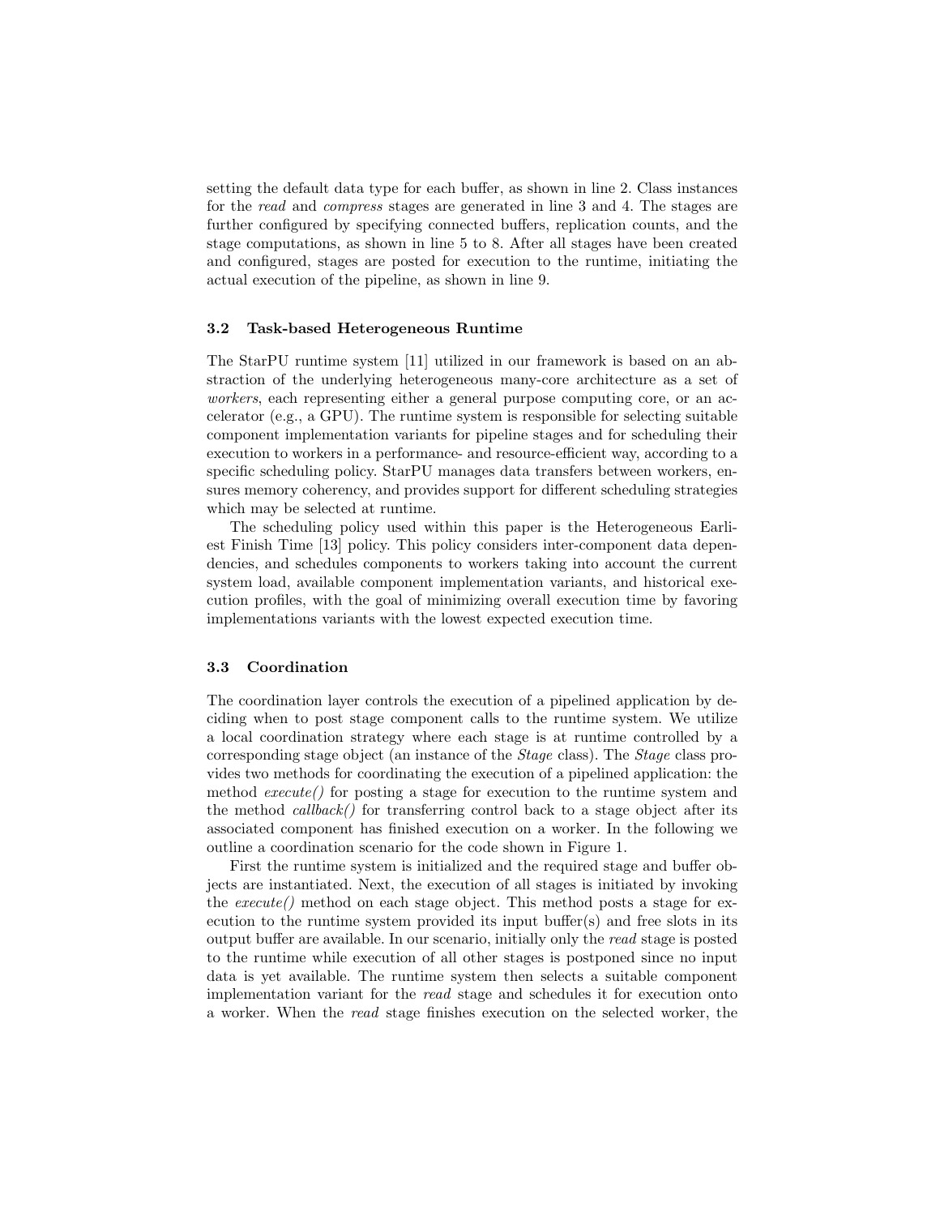setting the default data type for each buffer, as shown in line 2. Class instances for the *read* and *compress* stages are generated in line 3 and 4. The stages are further configured by specifying connected buffers, replication counts, and the stage computations, as shown in line 5 to 8. After all stages have been created and configured, stages are posted for execution to the runtime, initiating the actual execution of the pipeline, as shown in line 9.

### 3.2 Task-based Heterogeneous Runtime

The StarPU runtime system [11] utilized in our framework is based on an abstraction of the underlying heterogeneous many-core architecture as a set of *workers*, each representing either a general purpose computing core, or an accelerator (e.g., a GPU). The runtime system is responsible for selecting suitable component implementation variants for pipeline stages and for scheduling their execution to workers in a performance- and resource-efficient way, according to a specific scheduling policy. StarPU manages data transfers between workers, ensures memory coherency, and provides support for different scheduling strategies which may be selected at runtime.

The scheduling policy used within this paper is the Heterogeneous Earliest Finish Time [13] policy. This policy considers inter-component data dependencies, and schedules components to workers taking into account the current system load, available component implementation variants, and historical execution profiles, with the goal of minimizing overall execution time by favoring implementations variants with the lowest expected execution time.

### 3.3 Coordination

The coordination layer controls the execution of a pipelined application by deciding when to post stage component calls to the runtime system. We utilize a local coordination strategy where each stage is at runtime controlled by a corresponding stage object (an instance of the *Stage* class). The *Stage* class provides two methods for coordinating the execution of a pipelined application: the method *execute()* for posting a stage for execution to the runtime system and the method *callback()* for transferring control back to a stage object after its associated component has finished execution on a worker. In the following we outline a coordination scenario for the code shown in Figure 1.

First the runtime system is initialized and the required stage and buffer objects are instantiated. Next, the execution of all stages is initiated by invoking the *execute()* method on each stage object. This method posts a stage for execution to the runtime system provided its input buffer(s) and free slots in its output buffer are available. In our scenario, initially only the *read* stage is posted to the runtime while execution of all other stages is postponed since no input data is yet available. The runtime system then selects a suitable component implementation variant for the *read* stage and schedules it for execution onto a worker. When the *read* stage finishes execution on the selected worker, the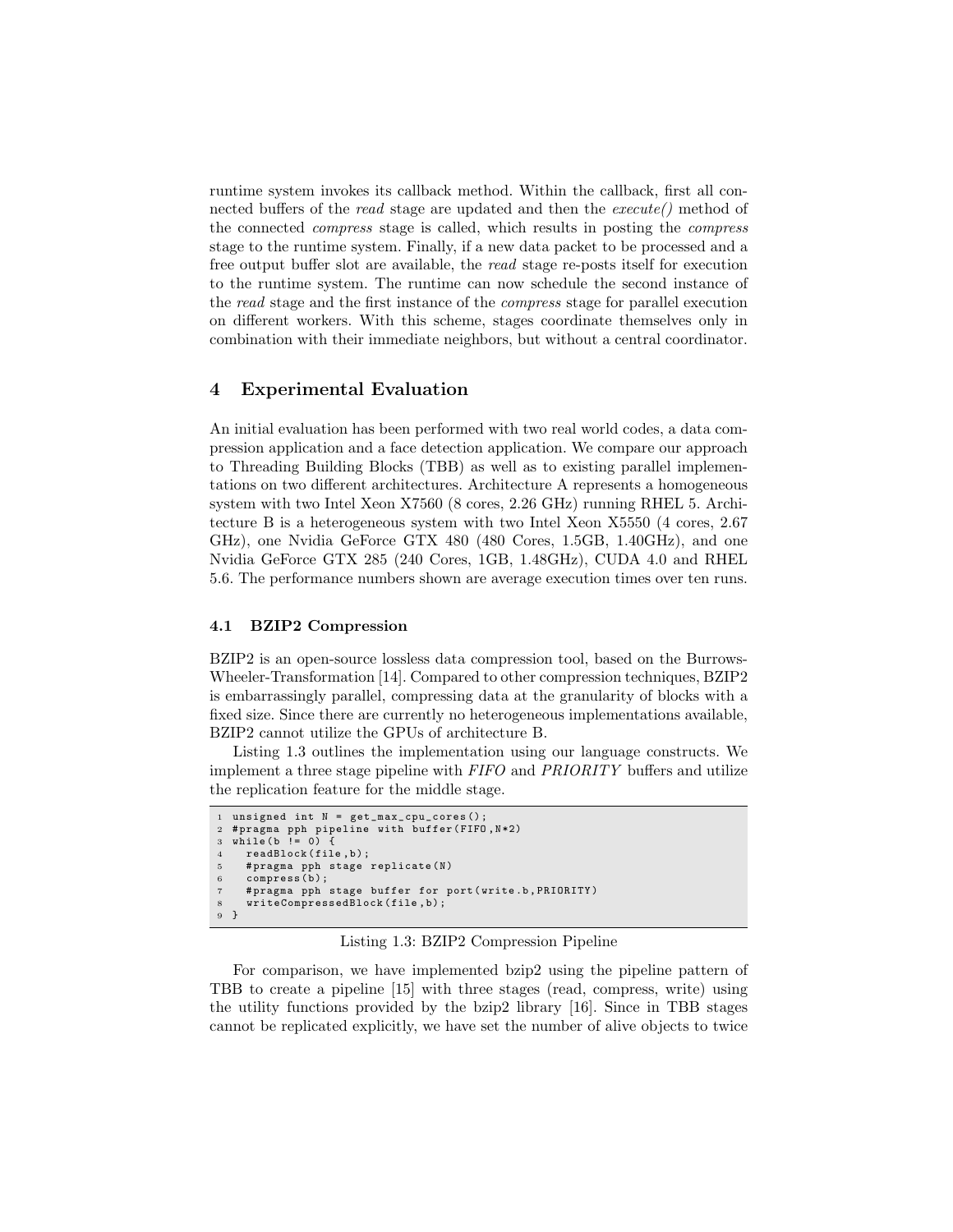runtime system invokes its callback method. Within the callback, first all connected buffers of the *read* stage are updated and then the *execute()* method of the connected *compress* stage is called, which results in posting the *compress* stage to the runtime system. Finally, if a new data packet to be processed and a free output buffer slot are available, the *read* stage re-posts itself for execution to the runtime system. The runtime can now schedule the second instance of the *read* stage and the first instance of the *compress* stage for parallel execution on different workers. With this scheme, stages coordinate themselves only in combination with their immediate neighbors, but without a central coordinator.

## 4 Experimental Evaluation

An initial evaluation has been performed with two real world codes, a data compression application and a face detection application. We compare our approach to Threading Building Blocks (TBB) as well as to existing parallel implementations on two different architectures. Architecture A represents a homogeneous system with two Intel Xeon X7560 (8 cores, 2.26 GHz) running RHEL 5. Architecture B is a heterogeneous system with two Intel Xeon X5550 (4 cores, 2.67 GHz), one Nvidia GeForce GTX 480 (480 Cores, 1.5GB, 1.40GHz), and one Nvidia GeForce GTX 285 (240 Cores, 1GB, 1.48GHz), CUDA 4.0 and RHEL 5.6. The performance numbers shown are average execution times over ten runs.

### 4.1 BZIP2 Compression

BZIP2 is an open-source lossless data compression tool, based on the Burrows-Wheeler-Transformation [14]. Compared to other compression techniques, BZIP2 is embarrassingly parallel, compressing data at the granularity of blocks with a fixed size. Since there are currently no heterogeneous implementations available, BZIP2 cannot utilize the GPUs of architecture B.

Listing 1.3 outlines the implementation using our language constructs. We implement a three stage pipeline with *FIFO* and *PRIORITY* buffers and utilize the replication feature for the middle stage.

```
1 unsigned int N = get_max_cpu_cores();
2 #pragma pph pipeline with buffer(FIFO,N*2)
3 while(b != 0) {
4   readBlock(file,b);
5   #pragma pph stage replicate(N)
6   compress(b);
7   #pragma pph stage buffer for port(write.b,PRIORITY)
8   writeCompressedBlock(file,b);
9 }
```

Listing 1.3: BZIP2 Compression Pipeline

For comparison, we have implemented bzip2 using the pipeline pattern of TBB to create a pipeline [15] with three stages (read, compress, write) using the utility functions provided by the bzip2 library [16]. Since in TBB stages cannot be replicated explicitly, we have set the number of alive objects to twice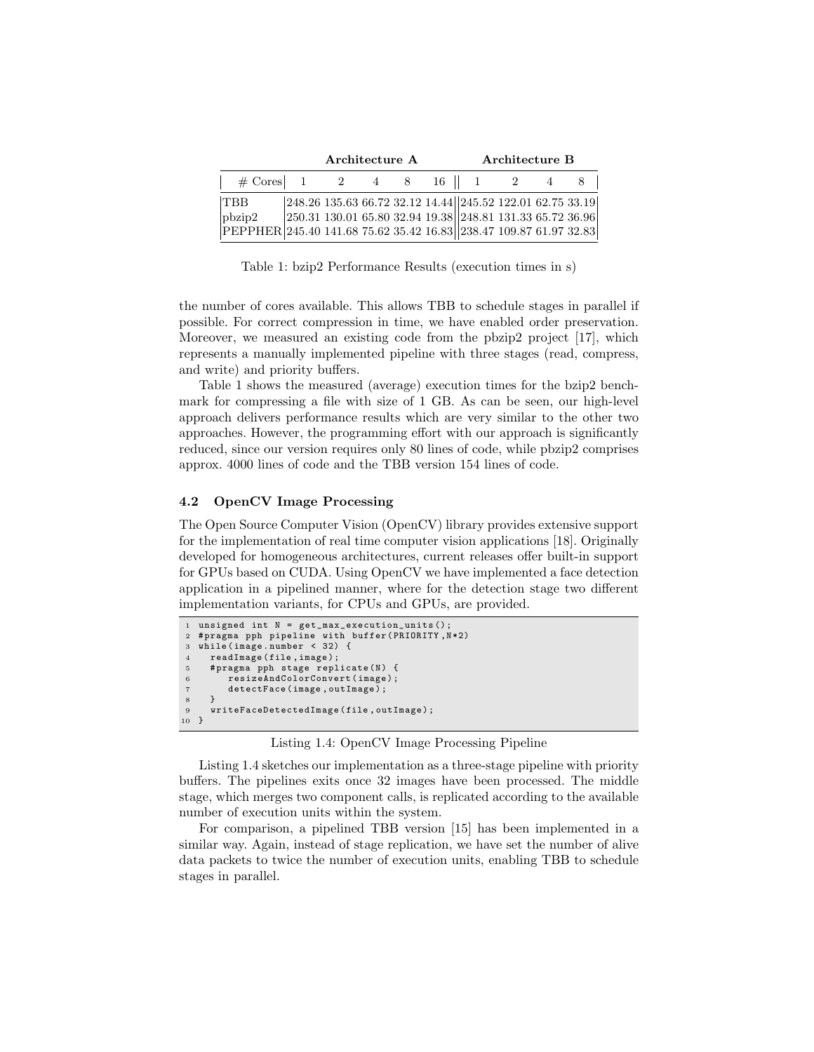| | Architecture A | | | | | Architecture B | | | |
|---|---|---|---|---|---|---|---|---|---|
| # Cores | 1 | 2 | 4 | 8 | 16 | 1 | 2 | 4 | 8 |
| TBB | 248.26 | 135.63 | 66.72 | 32.12 | 14.44 | 245.52 | 122.01 | 62.75 | 33.19 |
| pbzip2 | 250.31 | 130.01 | 65.80 | 32.94 | 19.38 | 248.81 | 131.33 | 65.72 | 36.96 |
| PEPPHER | 245.40 | 141.68 | 75.62 | 35.42 | 16.83 | 238.47 | 109.87 | 61.97 | 32.83 |

Table 1: bzip2 Performance Results (execution times in s)

the number of cores available. This allows TBB to schedule stages in parallel if possible. For correct compression in time, we have enabled order preservation. Moreover, we measured an existing code from the pbzip2 project [17], which represents a manually implemented pipeline with three stages (read, compress, and write) and priority buffers.

Table 1 shows the measured (average) execution times for the bzip2 benchmark for compressing a file with size of 1 GB. As can be seen, our high-level approach delivers performance results which are very similar to the other two approaches. However, the programming effort with our approach is significantly reduced, since our version requires only 80 lines of code, while pbzip2 comprises approx. 4000 lines of code and the TBB version 154 lines of code.

### 4.2 OpenCV Image Processing

The Open Source Computer Vision (OpenCV) library provides extensive support for the implementation of real time computer vision applications [18]. Originally developed for homogeneous architectures, current releases offer built-in support for GPUs based on CUDA. Using OpenCV we have implemented a face detection application in a pipelined manner, where for the detection stage two different implementation variants, for CPUs and GPUs, are provided.

```
1  unsigned int N = get_max_execution_units();
2  #pragma pph pipeline with buffer(PRIORITY,N*2)
3  while(image.number < 32) {
4    readImage(file,image);
5    #pragma pph stage replicate(N) {
6       resizeAndColorConvert(image);
7       detectFace(image,outImage);
8    }
9    writeFaceDetectedImage(file,outImage);
10 }
```

Listing 1.4: OpenCV Image Processing Pipeline

Listing 1.4 sketches our implementation as a three-stage pipeline with priority buffers. The pipelines exits once 32 images have been processed. The middle stage, which merges two component calls, is replicated according to the available number of execution units within the system.

For comparison, a pipelined TBB version [15] has been implemented in a similar way. Again, instead of stage replication, we have set the number of alive data packets to twice the number of execution units, enabling TBB to schedule stages in parallel.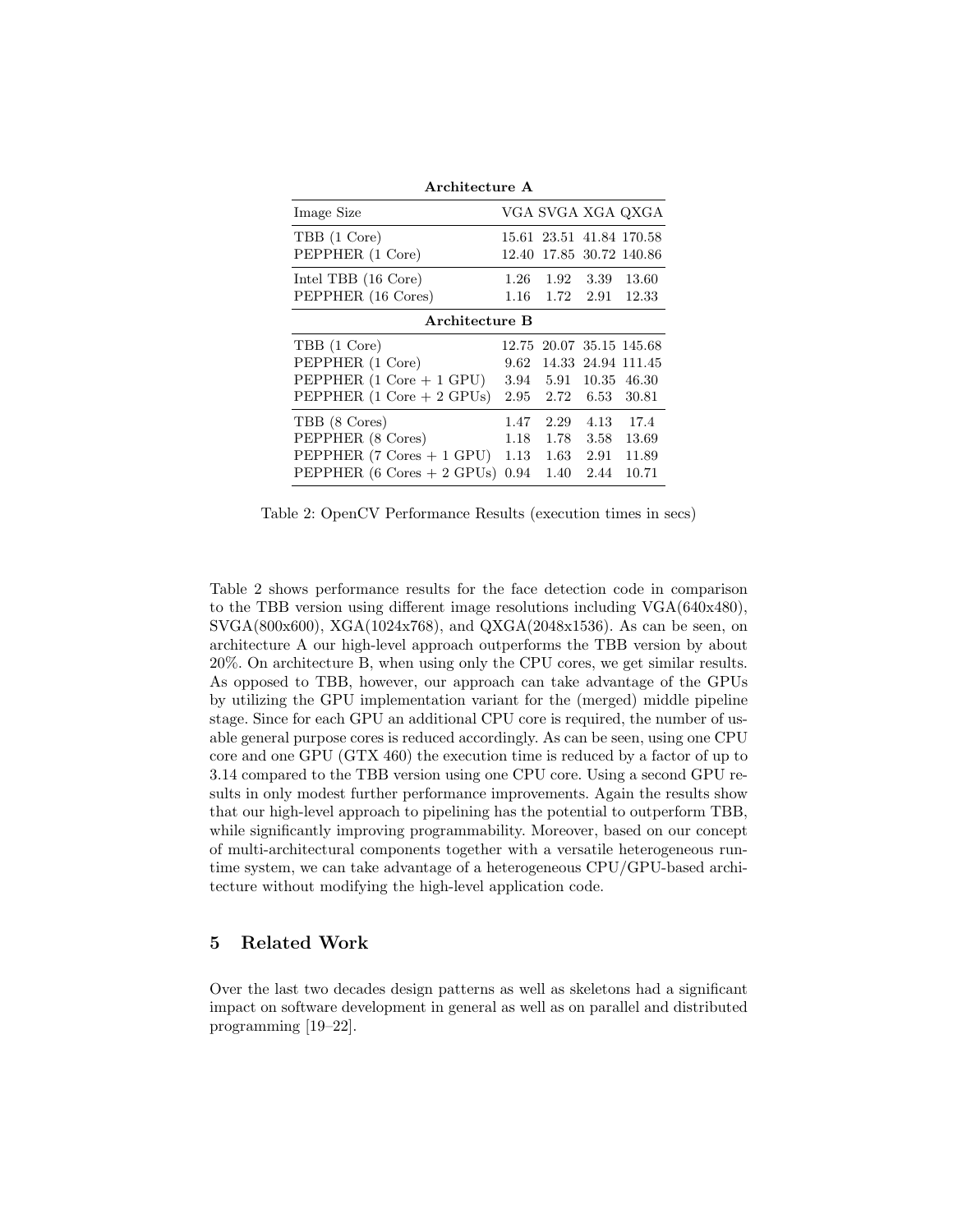| Architecture A | | | | |
|---|---|---|---|---|
| Image Size | VGA | SVGA | XGA | QXGA |
| TBB (1 Core) | 15.61 | 23.51 | 41.84 | 170.58 |
| PEPPHER (1 Core) | 12.40 | 17.85 | 30.72 | 140.86 |
| Intel TBB (16 Core) | 1.26 | 1.92 | 3.39 | 13.60 |
| PEPPHER (16 Cores) | 1.16 | 1.72 | 2.91 | 12.33 |
| **Architecture B** | | | | |
| TBB (1 Core) | 12.75 | 20.07 | 35.15 | 145.68 |
| PEPPHER (1 Core) | 9.62 | 14.33 | 24.94 | 111.45 |
| PEPPHER (1 Core + 1 GPU) | 3.94 | 5.91 | 10.35 | 46.30 |
| PEPPHER (1 Core + 2 GPUs) | 2.95 | 2.72 | 6.53 | 30.81 |
| TBB (8 Cores) | 1.47 | 2.29 | 4.13 | 17.4 |
| PEPPHER (8 Cores) | 1.18 | 1.78 | 3.58 | 13.69 |
| PEPPHER (7 Cores + 1 GPU) | 1.13 | 1.63 | 2.91 | 11.89 |
| PEPPHER (6 Cores + 2 GPUs) | 0.94 | 1.40 | 2.44 | 10.71 |

Table 2: OpenCV Performance Results (execution times in secs)

Table 2 shows performance results for the face detection code in comparison to the TBB version using different image resolutions including VGA(640x480), SVGA(800x600), XGA(1024x768), and QXGA(2048x1536). As can be seen, on architecture A our high-level approach outperforms the TBB version by about 20%. On architecture B, when using only the CPU cores, we get similar results. As opposed to TBB, however, our approach can take advantage of the GPUs by utilizing the GPU implementation variant for the (merged) middle pipeline stage. Since for each GPU an additional CPU core is required, the number of usable general purpose cores is reduced accordingly. As can be seen, using one CPU core and one GPU (GTX 460) the execution time is reduced by a factor of up to 3.14 compared to the TBB version using one CPU core. Using a second GPU results in only modest further performance improvements. Again the results show that our high-level approach to pipelining has the potential to outperform TBB, while significantly improving programmability. Moreover, based on our concept of multi-architectural components together with a versatile heterogeneous runtime system, we can take advantage of a heterogeneous CPU/GPU-based architecture without modifying the high-level application code.

## 5 Related Work

Over the last two decades design patterns as well as skeletons had a significant impact on software development in general as well as on parallel and distributed programming [19–22].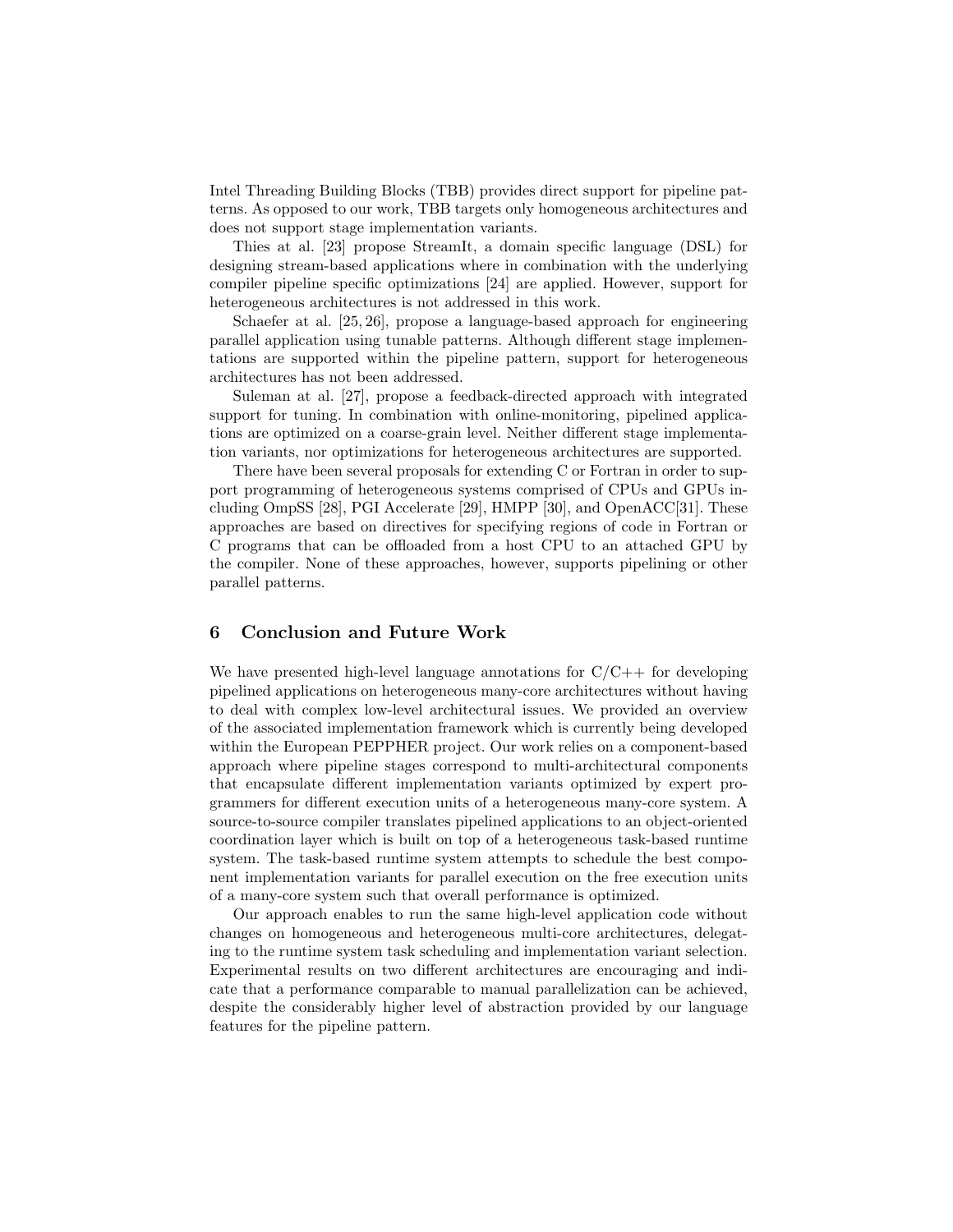Intel Threading Building Blocks (TBB) provides direct support for pipeline patterns. As opposed to our work, TBB targets only homogeneous architectures and does not support stage implementation variants.

Thies at al. [23] propose StreamIt, a domain specific language (DSL) for designing stream-based applications where in combination with the underlying compiler pipeline specific optimizations [24] are applied. However, support for heterogeneous architectures is not addressed in this work.

Schaefer at al. [25, 26], propose a language-based approach for engineering parallel application using tunable patterns. Although different stage implementations are supported within the pipeline pattern, support for heterogeneous architectures has not been addressed.

Suleman at al. [27], propose a feedback-directed approach with integrated support for tuning. In combination with online-monitoring, pipelined applications are optimized on a coarse-grain level. Neither different stage implementation variants, nor optimizations for heterogeneous architectures are supported.

There have been several proposals for extending C or Fortran in order to support programming of heterogeneous systems comprised of CPUs and GPUs including OmpSS [28], PGI Accelerate [29], HMPP [30], and OpenACC[31]. These approaches are based on directives for specifying regions of code in Fortran or C programs that can be offloaded from a host CPU to an attached GPU by the compiler. None of these approaches, however, supports pipelining or other parallel patterns.

## 6 Conclusion and Future Work

We have presented high-level language annotations for C/C++ for developing pipelined applications on heterogeneous many-core architectures without having to deal with complex low-level architectural issues. We provided an overview of the associated implementation framework which is currently being developed within the European PEPPHER project. Our work relies on a component-based approach where pipeline stages correspond to multi-architectural components that encapsulate different implementation variants optimized by expert programmers for different execution units of a heterogeneous many-core system. A source-to-source compiler translates pipelined applications to an object-oriented coordination layer which is built on top of a heterogeneous task-based runtime system. The task-based runtime system attempts to schedule the best component implementation variants for parallel execution on the free execution units of a many-core system such that overall performance is optimized.

Our approach enables to run the same high-level application code without changes on homogeneous and heterogeneous multi-core architectures, delegating to the runtime system task scheduling and implementation variant selection. Experimental results on two different architectures are encouraging and indicate that a performance comparable to manual parallelization can be achieved, despite the considerably higher level of abstraction provided by our language features for the pipeline pattern.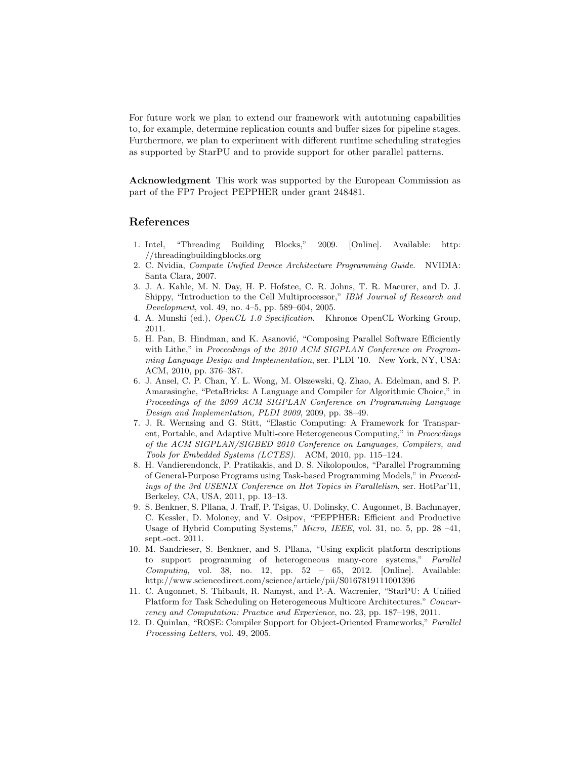For future work we plan to extend our framework with autotuning capabilities to, for example, determine replication counts and buffer sizes for pipeline stages. Furthermore, we plan to experiment with different runtime scheduling strategies as supported by StarPU and to provide support for other parallel patterns.

**Acknowledgment** This work was supported by the European Commission as part of the FP7 Project PEPPHER under grant 248481.

## References

1. Intel, "Threading Building Blocks," 2009. [Online]. Available: http://threadingbuildingblocks.org
2. C. Nvidia, *Compute Unified Device Architecture Programming Guide*. NVIDIA: Santa Clara, 2007.
3. J. A. Kahle, M. N. Day, H. P. Hofstee, C. R. Johns, T. R. Maeurer, and D. J. Shippy, "Introduction to the Cell Multiprocessor," *IBM Journal of Research and Development*, vol. 49, no. 4–5, pp. 589–604, 2005.
4. A. Munshi (ed.), *OpenCL 1.0 Specification*. Khronos OpenCL Working Group, 2011.
5. H. Pan, B. Hindman, and K. Asanović, "Composing Parallel Software Efficiently with Lithe," in *Proceedings of the 2010 ACM SIGPLAN Conference on Programming Language Design and Implementation*, ser. PLDI '10. New York, NY, USA: ACM, 2010, pp. 376–387.
6. J. Ansel, C. P. Chan, Y. L. Wong, M. Olszewski, Q. Zhao, A. Edelman, and S. P. Amarasinghe, "PetaBricks: A Language and Compiler for Algorithmic Choice," in *Proceedings of the 2009 ACM SIGPLAN Conference on Programming Language Design and Implementation, PLDI 2009*, 2009, pp. 38–49.
7. J. R. Wernsing and G. Stitt, "Elastic Computing: A Framework for Transparent, Portable, and Adaptive Multi-core Heterogeneous Computing," in *Proceedings of the ACM SIGPLAN/SIGBED 2010 Conference on Languages, Compilers, and Tools for Embedded Systems (LCTES)*. ACM, 2010, pp. 115–124.
8. H. Vandierendonck, P. Pratikakis, and D. S. Nikolopoulos, "Parallel Programming of General-Purpose Programs using Task-based Programming Models," in *Proceedings of the 3rd USENIX Conference on Hot Topics in Parallelism*, ser. HotPar'11, Berkeley, CA, USA, 2011, pp. 13–13.
9. S. Benkner, S. Pllana, J. Traff, P. Tsigas, U. Dolinsky, C. Augonnet, B. Bachmayer, C. Kessler, D. Moloney, and V. Osipov, "PEPPHER: Efficient and Productive Usage of Hybrid Computing Systems," *Micro, IEEE*, vol. 31, no. 5, pp. 28 –41, sept.-oct. 2011.
10. M. Sandrieser, S. Benkner, and S. Pllana, "Using explicit platform descriptions to support programming of heterogeneous many-core systems," *Parallel Computing*, vol. 38, no. 12, pp. 52 – 65, 2012. [Online]. Available: http://www.sciencedirect.com/science/article/pii/S0167819111001396
11. C. Augonnet, S. Thibault, R. Namyst, and P.-A. Wacrenier, "StarPU: A Unified Platform for Task Scheduling on Heterogeneous Multicore Architectures." *Concurrency and Computation: Practice and Experience*, no. 23, pp. 187–198, 2011.
12. D. Quinlan, "ROSE: Compiler Support for Object-Oriented Frameworks," *Parallel Processing Letters*, vol. 49, 2005.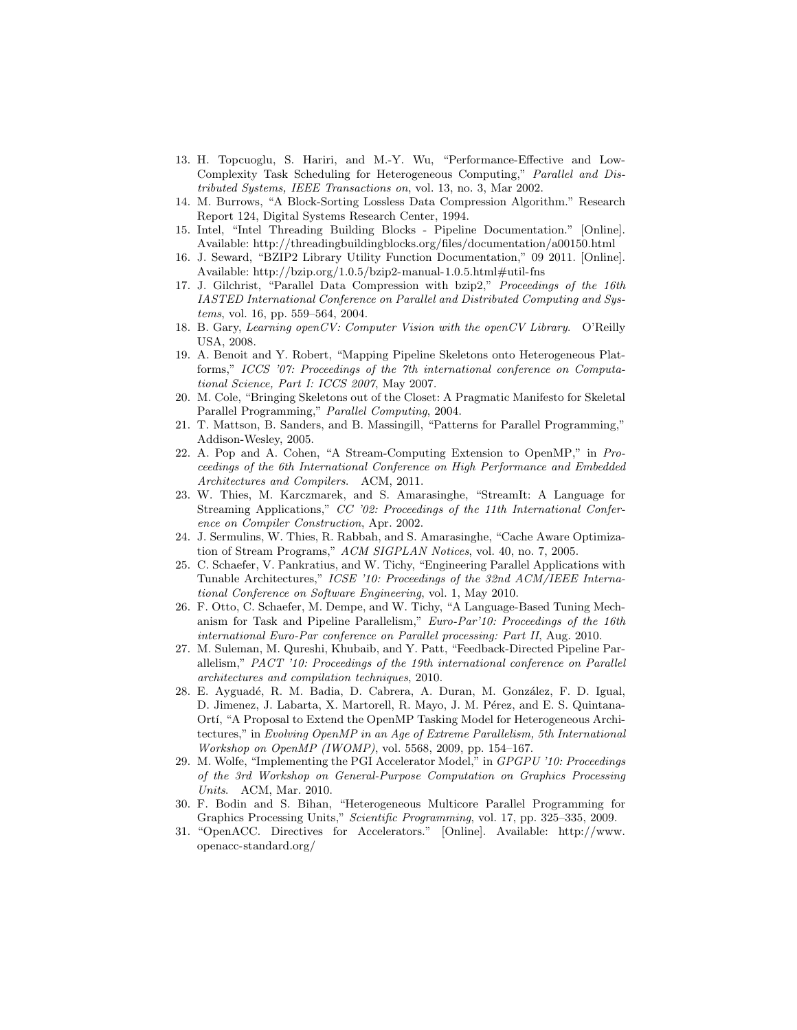13. H. Topcuoglu, S. Hariri, and M.-Y. Wu, "Performance-Effective and Low-Complexity Task Scheduling for Heterogeneous Computing," *Parallel and Distributed Systems, IEEE Transactions on*, vol. 13, no. 3, Mar 2002.
14. M. Burrows, "A Block-Sorting Lossless Data Compression Algorithm." Research Report 124, Digital Systems Research Center, 1994.
15. Intel, "Intel Threading Building Blocks - Pipeline Documentation." [Online]. Available: http://threadingbuildingblocks.org/files/documentation/a00150.html
16. J. Seward, "BZIP2 Library Utility Function Documentation," 09 2011. [Online]. Available: http://bzip.org/1.0.5/bzip2-manual-1.0.5.html#util-fns
17. J. Gilchrist, "Parallel Data Compression with bzip2," *Proceedings of the 16th IASTED International Conference on Parallel and Distributed Computing and Systems*, vol. 16, pp. 559–564, 2004.
18. B. Gary, *Learning openCV: Computer Vision with the openCV Library*. O'Reilly USA, 2008.
19. A. Benoit and Y. Robert, "Mapping Pipeline Skeletons onto Heterogeneous Platforms," *ICCS '07: Proceedings of the 7th international conference on Computational Science, Part I: ICCS 2007*, May 2007.
20. M. Cole, "Bringing Skeletons out of the Closet: A Pragmatic Manifesto for Skeletal Parallel Programming," *Parallel Computing*, 2004.
21. T. Mattson, B. Sanders, and B. Massingill, "Patterns for Parallel Programming," Addison-Wesley, 2005.
22. A. Pop and A. Cohen, "A Stream-Computing Extension to OpenMP," in *Proceedings of the 6th International Conference on High Performance and Embedded Architectures and Compilers*. ACM, 2011.
23. W. Thies, M. Karczmarek, and S. Amarasinghe, "StreamIt: A Language for Streaming Applications," *CC '02: Proceedings of the 11th International Conference on Compiler Construction*, Apr. 2002.
24. J. Sermulins, W. Thies, R. Rabbah, and S. Amarasinghe, "Cache Aware Optimization of Stream Programs," *ACM SIGPLAN Notices*, vol. 40, no. 7, 2005.
25. C. Schaefer, V. Pankratius, and W. Tichy, "Engineering Parallel Applications with Tunable Architectures," *ICSE '10: Proceedings of the 32nd ACM/IEEE International Conference on Software Engineering*, vol. 1, May 2010.
26. F. Otto, C. Schaefer, M. Dempe, and W. Tichy, "A Language-Based Tuning Mechanism for Task and Pipeline Parallelism," *Euro-Par'10: Proceedings of the 16th international Euro-Par conference on Parallel processing: Part II*, Aug. 2010.
27. M. Suleman, M. Qureshi, Khubaib, and Y. Patt, "Feedback-Directed Pipeline Parallelism," *PACT '10: Proceedings of the 19th international conference on Parallel architectures and compilation techniques*, 2010.
28. E. Ayguadé, R. M. Badia, D. Cabrera, A. Duran, M. González, F. D. Igual, D. Jimenez, J. Labarta, X. Martorell, R. Mayo, J. M. Pérez, and E. S. Quintana-Ortí, "A Proposal to Extend the OpenMP Tasking Model for Heterogeneous Architectures," in *Evolving OpenMP in an Age of Extreme Parallelism, 5th International Workshop on OpenMP (IWOMP)*, vol. 5568, 2009, pp. 154–167.
29. M. Wolfe, "Implementing the PGI Accelerator Model," in *GPGPU '10: Proceedings of the 3rd Workshop on General-Purpose Computation on Graphics Processing Units*. ACM, Mar. 2010.
30. F. Bodin and S. Bihan, "Heterogeneous Multicore Parallel Programming for Graphics Processing Units," *Scientific Programming*, vol. 17, pp. 325–335, 2009.
31. "OpenACC. Directives for Accelerators." [Online]. Available: http://www.openacc-standard.org/